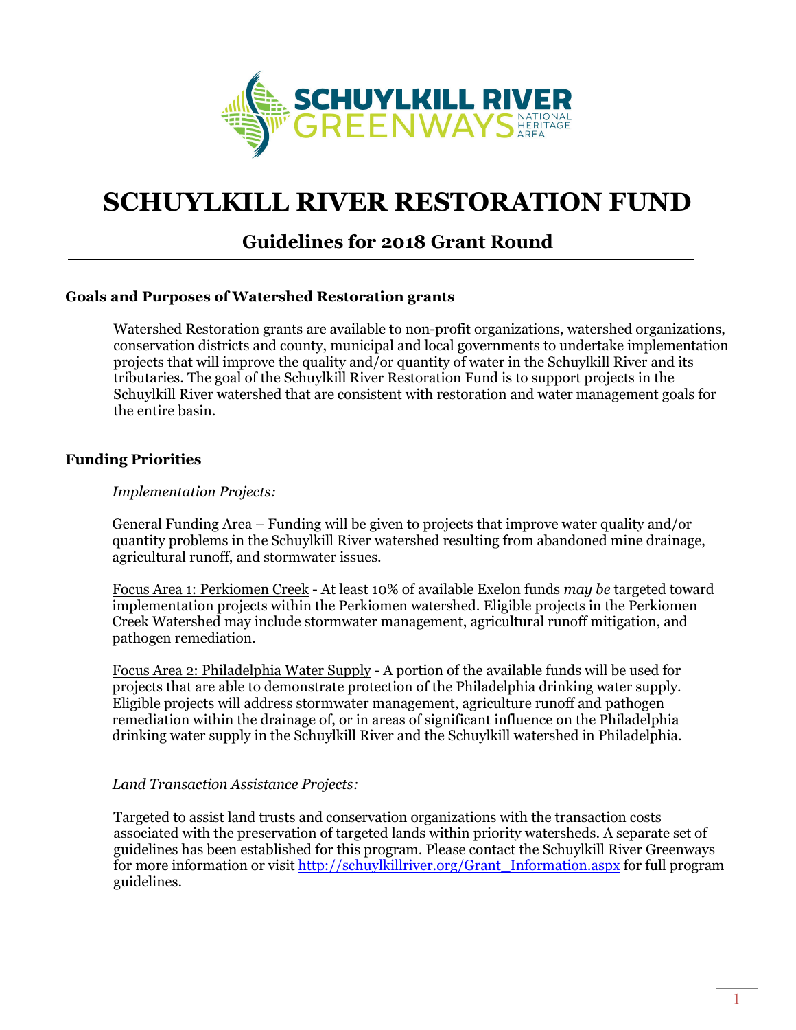# SCHUYLKILL RIVER RESTORATION FUND

## Guidelines for 2018 Grant Round

### Goals and Purposes of Watershed Restoration grants

Watershed Restoration grants are available to non-profit organizations, watershed organizations, conservation districts and county, municipal and local governments to undertake implementation projects that will improve the quality and/or quantity of water in the Schuylkill River and its tributaries. The goal of the Schuylkill River Restoration Fund is to support projects in the Schuylkill River watershed that are consistent with restoration and water management goals for the entire basin.

### Funding Priorities

*Implementation Projects:*

General Funding Area – Funding will be given to projects that improve water quality and/or quantity problems in the Schuylkill River watershed resulting from abandoned mine drainage, agricultural runoff, and stormwater issues.

Focus Area 1: Perkiomen Creek - At least 10% of available Exelon funds *may be* targeted toward implementation projects within the Perkiomen watershed. Eligible projects in the Perkiomen Creek Watershed may include stormwater management, agricultural runoff mitigation, and pathogen remediation.

Focus Area 2: Philadelphia Water Supply - A portion of the available funds will be used for projects that are able to demonstrate protection of the Philadelphia drinking water supply. Eligible projects will address stormwater management, agriculture runoff and pathogen remediation within the drainage of, or in areas of significant influence on the Philadelphia drinking water supply in the Schuylkill River and the Schuylkill watershed in Philadelphia.

*Land Transaction Assistance Projects:*

Targeted to assist land trusts and conservation organizations with the transaction costs associated with the preservation of targeted lands within priority watersheds. A separate set of guidelines has been established for this program. Please contact the Schuylkill River Greenways for more information or visit http://schuylkillriver.org/Grant_Information.aspx for full program guidelines.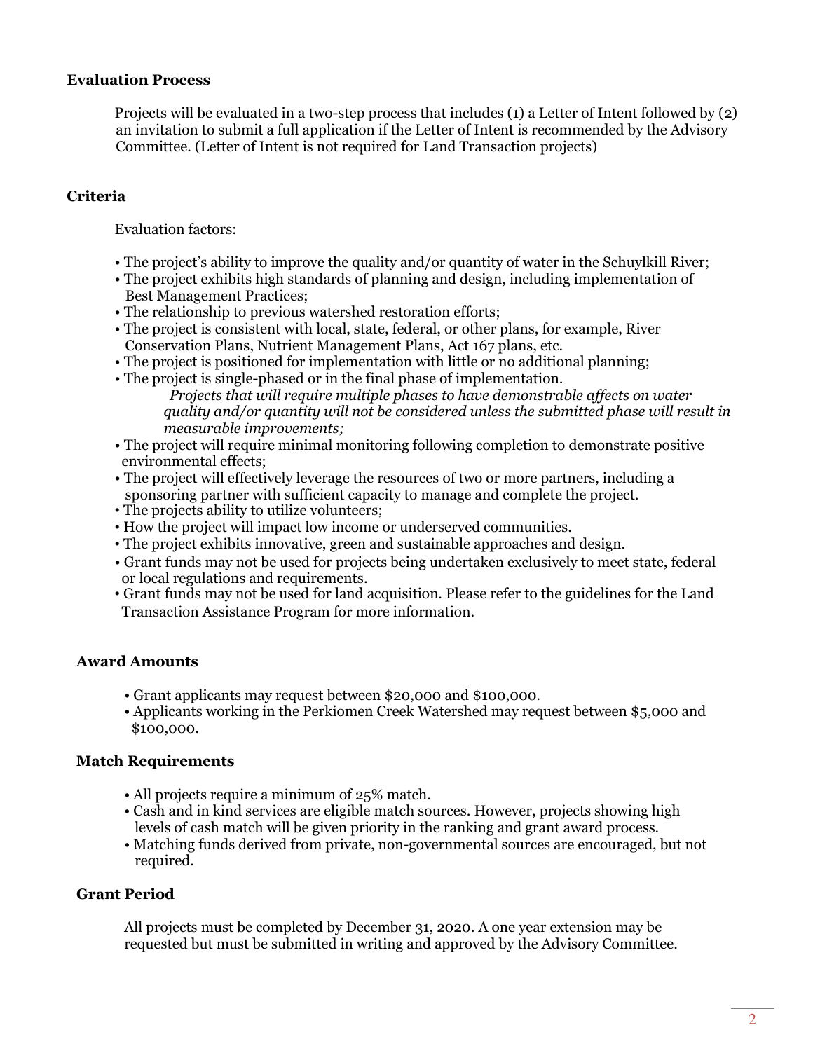## Evaluation Process

Projects will be evaluated in a two-step process that includes (1) a Letter of Intent followed by (2) an invitation to submit a full application if the Letter of Intent is recommended by the Advisory Committee. (Letter of Intent is not required for Land Transaction projects)

## Criteria

Evaluation factors:

- The project's ability to improve the quality and/or quantity of water in the Schuylkill River;
- The project exhibits high standards of planning and design, including implementation of Best Management Practices;
- The relationship to previous watershed restoration efforts;
- The project is consistent with local, state, federal, or other plans, for example, River Conservation Plans, Nutrient Management Plans, Act 167 plans, etc.
- The project is positioned for implementation with little or no additional planning;
- The project is single-phased or in the final phase of implementation.
  *Projects that will require multiple phases to have demonstrable affects on water quality and/or quantity will not be considered unless the submitted phase will result in measurable improvements;*
- The project will require minimal monitoring following completion to demonstrate positive environmental effects;
- The project will effectively leverage the resources of two or more partners, including a sponsoring partner with sufficient capacity to manage and complete the project.
- The projects ability to utilize volunteers;
- How the project will impact low income or underserved communities.
- The project exhibits innovative, green and sustainable approaches and design.
- Grant funds may not be used for projects being undertaken exclusively to meet state, federal or local regulations and requirements.
- Grant funds may not be used for land acquisition. Please refer to the guidelines for the Land Transaction Assistance Program for more information.

## Award Amounts

- Grant applicants may request between $20,000 and $100,000.
- Applicants working in the Perkiomen Creek Watershed may request between $5,000 and $100,000.

## Match Requirements

- All projects require a minimum of 25% match.
- Cash and in kind services are eligible match sources. However, projects showing high levels of cash match will be given priority in the ranking and grant award process.
- Matching funds derived from private, non-governmental sources are encouraged, but not required.

## Grant Period

All projects must be completed by December 31, 2020. A one year extension may be requested but must be submitted in writing and approved by the Advisory Committee.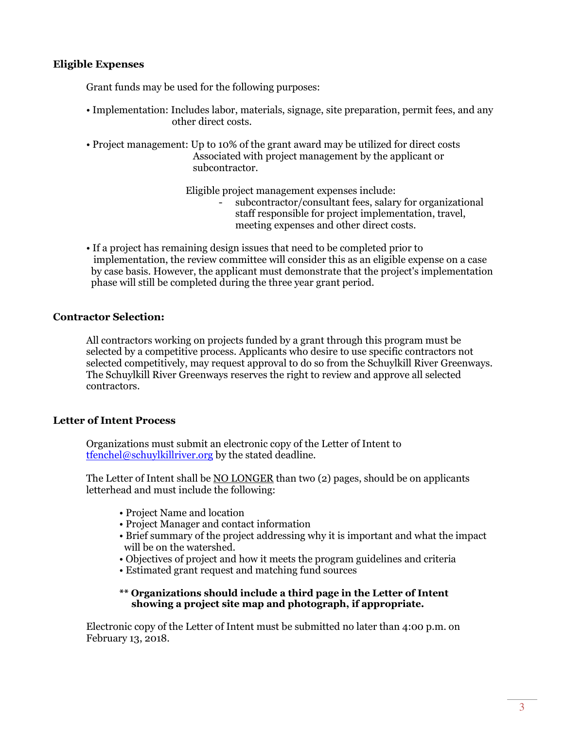**Eligible Expenses**

Grant funds may be used for the following purposes:

- Implementation: Includes labor, materials, signage, site preparation, permit fees, and any other direct costs.

- Project management: Up to 10% of the grant award may be utilized for direct costs Associated with project management by the applicant or subcontractor.

  Eligible project management expenses include:
    - subcontractor/consultant fees, salary for organizational staff responsible for project implementation, travel, meeting expenses and other direct costs.

- If a project has remaining design issues that need to be completed prior to implementation, the review committee will consider this as an eligible expense on a case by case basis. However, the applicant must demonstrate that the project's implementation phase will still be completed during the three year grant period.

**Contractor Selection:**

All contractors working on projects funded by a grant through this program must be selected by a competitive process. Applicants who desire to use specific contractors not selected competitively, may request approval to do so from the Schuylkill River Greenways. The Schuylkill River Greenways reserves the right to review and approve all selected contractors.

**Letter of Intent Process**

Organizations must submit an electronic copy of the Letter of Intent to tfenchel@schuylkillriver.org by the stated deadline.

The Letter of Intent shall be <u>NO LONGER</u> than two (2) pages, should be on applicants letterhead and must include the following:

- Project Name and location
- Project Manager and contact information
- Brief summary of the project addressing why it is important and what the impact will be on the watershed.
- Objectives of project and how it meets the program guidelines and criteria
- Estimated grant request and matching fund sources

** **Organizations should include a third page in the Letter of Intent showing a project site map and photograph, if appropriate.**

Electronic copy of the Letter of Intent must be submitted no later than 4:00 p.m. on February 13, 2018.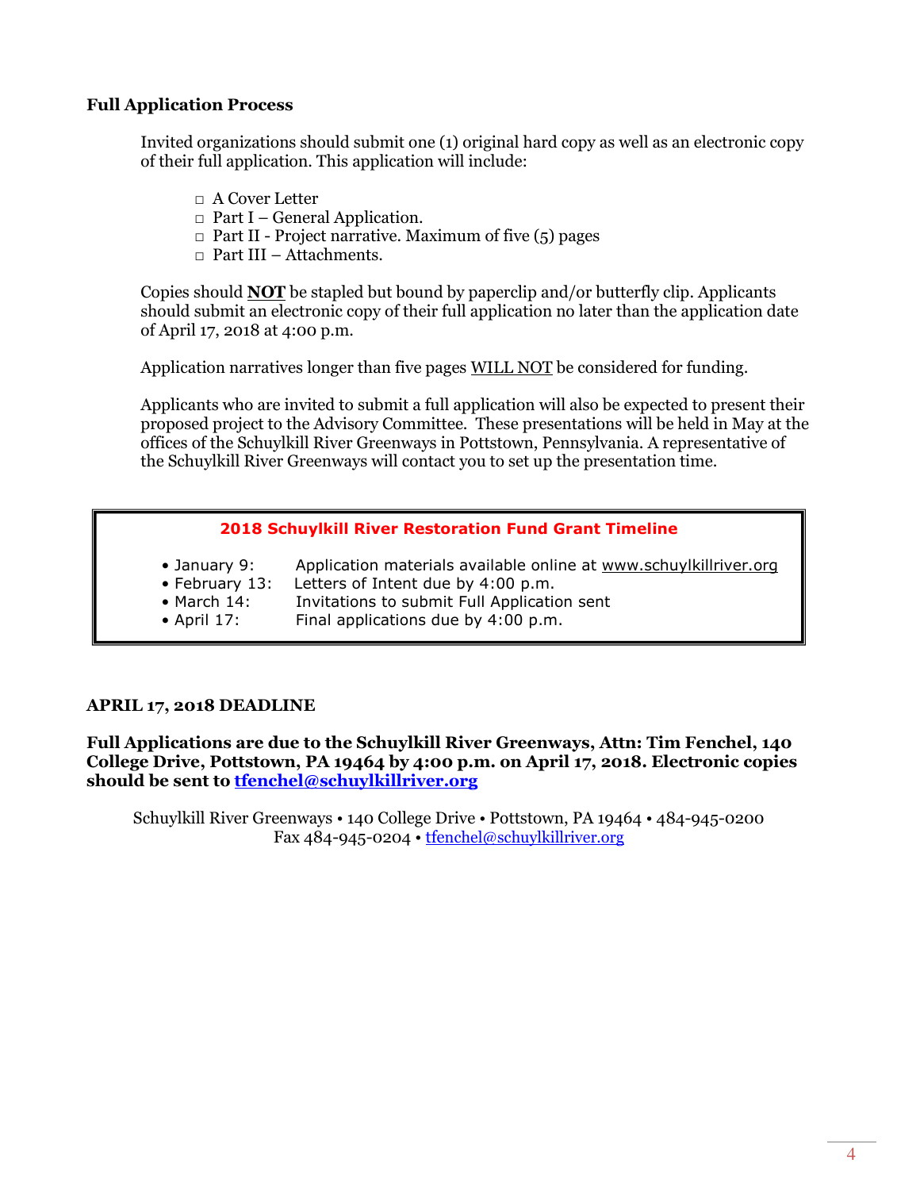### Full Application Process

Invited organizations should submit one (1) original hard copy as well as an electronic copy of their full application. This application will include:

- □ A Cover Letter
- □ Part I – General Application.
- □ Part II - Project narrative. Maximum of five (5) pages
- □ Part III – Attachments.

Copies should **NOT** be stapled but bound by paperclip and/or butterfly clip. Applicants should submit an electronic copy of their full application no later than the application date of April 17, 2018 at 4:00 p.m.

Application narratives longer than five pages WILL NOT be considered for funding.

Applicants who are invited to submit a full application will also be expected to present their proposed project to the Advisory Committee. These presentations will be held in May at the offices of the Schuylkill River Greenways in Pottstown, Pennsylvania. A representative of the Schuylkill River Greenways will contact you to set up the presentation time.

**2018 Schuylkill River Restoration Fund Grant Timeline**

- January 9: Application materials available online at www.schuylkillriver.org
- February 13: Letters of Intent due by 4:00 p.m.
- March 14: Invitations to submit Full Application sent
- April 17: Final applications due by 4:00 p.m.

### APRIL 17, 2018 DEADLINE

**Full Applications are due to the Schuylkill River Greenways, Attn: Tim Fenchel, 140 College Drive, Pottstown, PA 19464 by 4:00 p.m. on April 17, 2018. Electronic copies should be sent to tfenchel@schuylkillriver.org**

Schuylkill River Greenways • 140 College Drive • Pottstown, PA 19464 • 484-945-0200
Fax 484-945-0204 • tfenchel@schuylkillriver.org